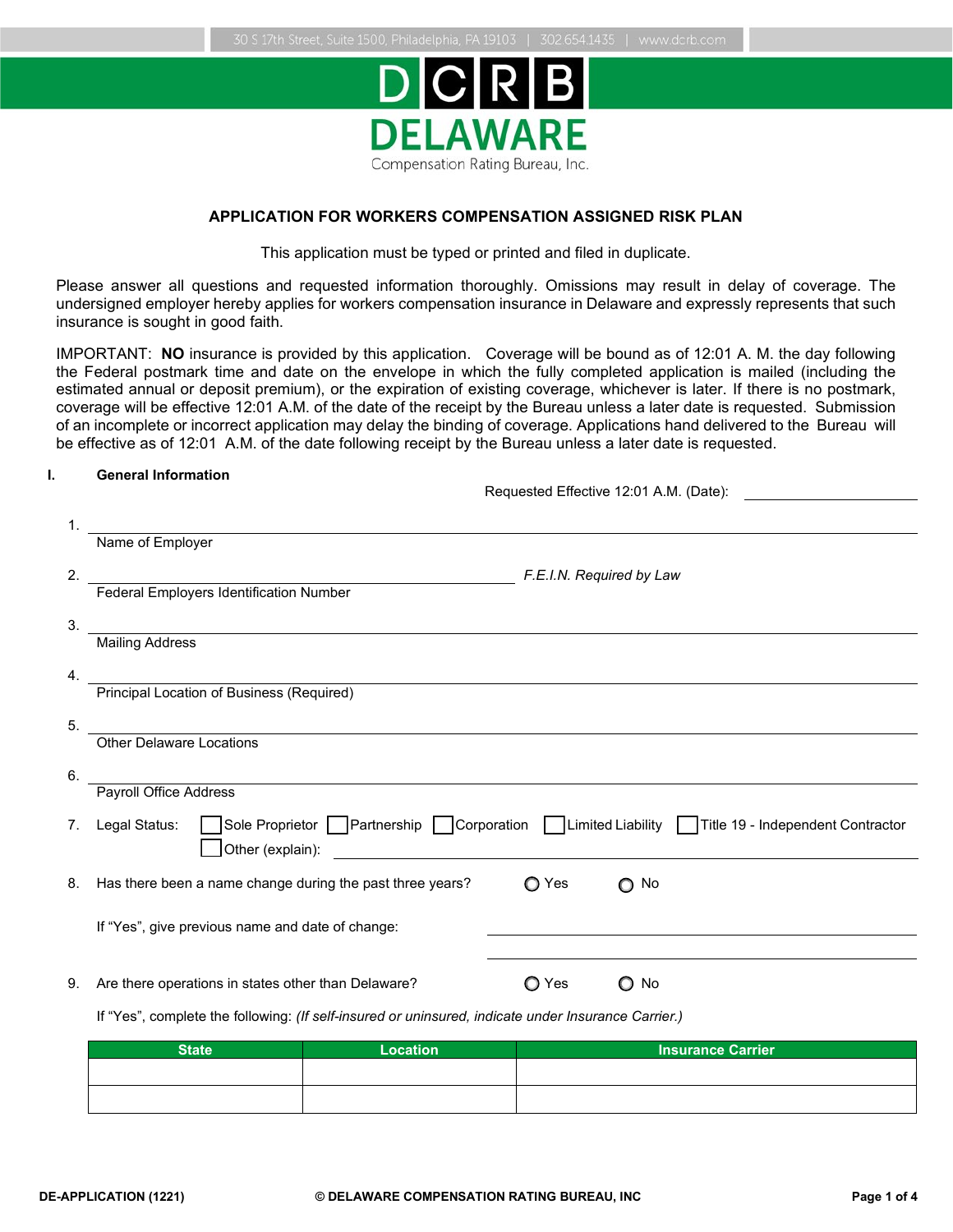30 S 17th Street, Suite 1500, Philadelphia, PA 19103 | 302.654.1435 | www.dcrb.com

# DCRB DELAWARE

Compensation Rating Bureau, Inc.

## APPLICATION FOR WORKERS COMPENSATION ASSIGNED RISK PLAN

This application must be typed or printed and filed in duplicate.

Please answer all questions and requested information thoroughly. Omissions may result in delay of coverage. The undersigned employer hereby applies for workers compensation insurance in Delaware and expressly represents that such insurance is sought in good faith.

IMPORTANT: **NO** insurance is provided by this application. Coverage will be bound as of 12:01 A. M. the day following the Federal postmark time and date on the envelope in which the fully completed application is mailed (including the estimated annual or deposit premium), or the expiration of existing coverage, whichever is later. If there is no postmark, coverage will be effective 12:01 A.M. of the date of the receipt by the Bureau unless a later date is requested. Submission of an incomplete or incorrect application may delay the binding of coverage. Applications hand delivered to the Bureau will be effective as of 12:01 A.M. of the date following receipt by the Bureau unless a later date is requested.

### I. General Information

Requested Effective 12:01 A.M. (Date): ____________________

1. ____________________________________________
   Name of Employer

2. ______________________________ *F.E.I.N. Required by Law*
   Federal Employers Identification Number

3. ____________________________________________
   Mailing Address

4. ____________________________________________
   Principal Location of Business (Required)

5. ____________________________________________
   Other Delaware Locations

6. ____________________________________________
   Payroll Office Address

7. Legal Status: ☐ Sole Proprietor ☐ Partnership ☐ Corporation ☐ Limited Liability ☐ Title 19 - Independent Contractor
   ☐ Other (explain): ____________________

8. Has there been a name change during the past three years? ○ Yes ○ No

   If "Yes", give previous name and date of change: ____________________

9. Are there operations in states other than Delaware? ○ Yes ○ No

   If "Yes", complete the following: *(If self-insured or uninsured, indicate under Insurance Carrier.)*

| State | Location | Insurance Carrier |
|---|---|---|
| | | |
| | | |

DE-APPLICATION (1221) © DELAWARE COMPENSATION RATING BUREAU, INC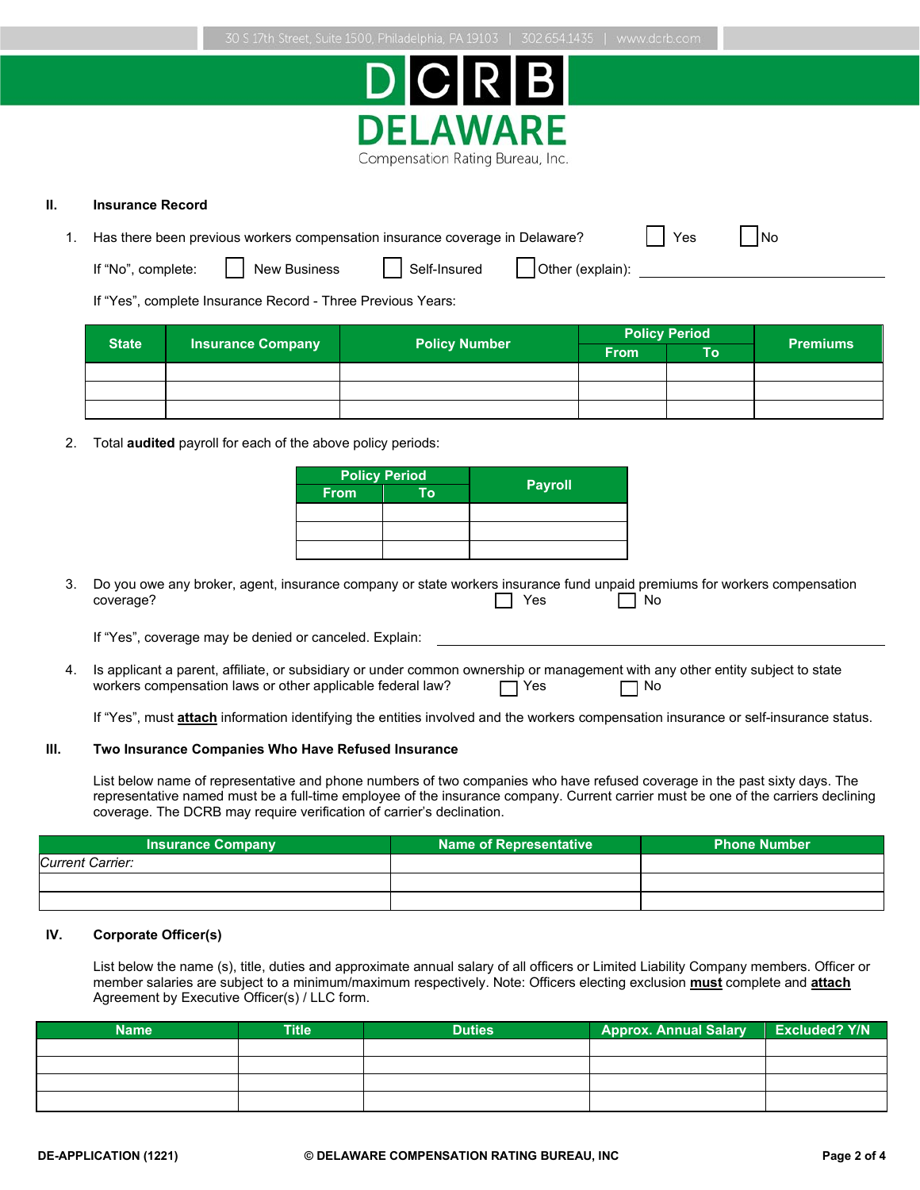## II. Insurance Record

1. Has there been previous workers compensation insurance coverage in Delaware? ☐ Yes ☐ No

   If "No", complete: ☐ New Business ☐ Self-Insured ☐ Other (explain): ____________________

   If "Yes", complete Insurance Record - Three Previous Years:

| State | Insurance Company | Policy Number | Policy Period | | Premiums |
|---|---|---|---|---|---|
| | | | From | To | |
| | | | | | |
| | | | | | |
| | | | | | |

2. Total **audited** payroll for each of the above policy periods:

| Policy Period | | Payroll |
|---|---|---|
| From | To | |
| | | |
| | | |
| | | |

3. Do you owe any broker, agent, insurance company or state workers insurance fund unpaid premiums for workers compensation coverage? ☐ Yes ☐ No

   If "Yes", coverage may be denied or canceled. Explain: ____________________

4. Is applicant a parent, affiliate, or subsidiary or under common ownership or management with any other entity subject to state workers compensation laws or other applicable federal law? ☐ Yes ☐ No

   If "Yes", must **attach** information identifying the entities involved and the workers compensation insurance or self-insurance status.

## III. Two Insurance Companies Who Have Refused Insurance

List below name of representative and phone numbers of two companies who have refused coverage in the past sixty days. The representative named must be a full-time employee of the insurance company. Current carrier must be one of the carriers declining coverage. The DCRB may require verification of carrier's declination.

| Insurance Company | Name of Representative | Phone Number |
|---|---|---|
| *Current Carrier:* | | |
| | | |
| | | |

## IV. Corporate Officer(s)

List below the name (s), title, duties and approximate annual salary of all officers or Limited Liability Company members. Officer or member salaries are subject to a minimum/maximum respectively. Note: Officers electing exclusion **must** complete and **attach** Agreement by Executive Officer(s) / LLC form.

| Name | Title | Duties | Approx. Annual Salary | Excluded? Y/N |
|---|---|---|---|---|
| | | | | |
| | | | | |
| | | | | |
| | | | | |

DE-APPLICATION (1221) © DELAWARE COMPENSATION RATING BUREAU, INC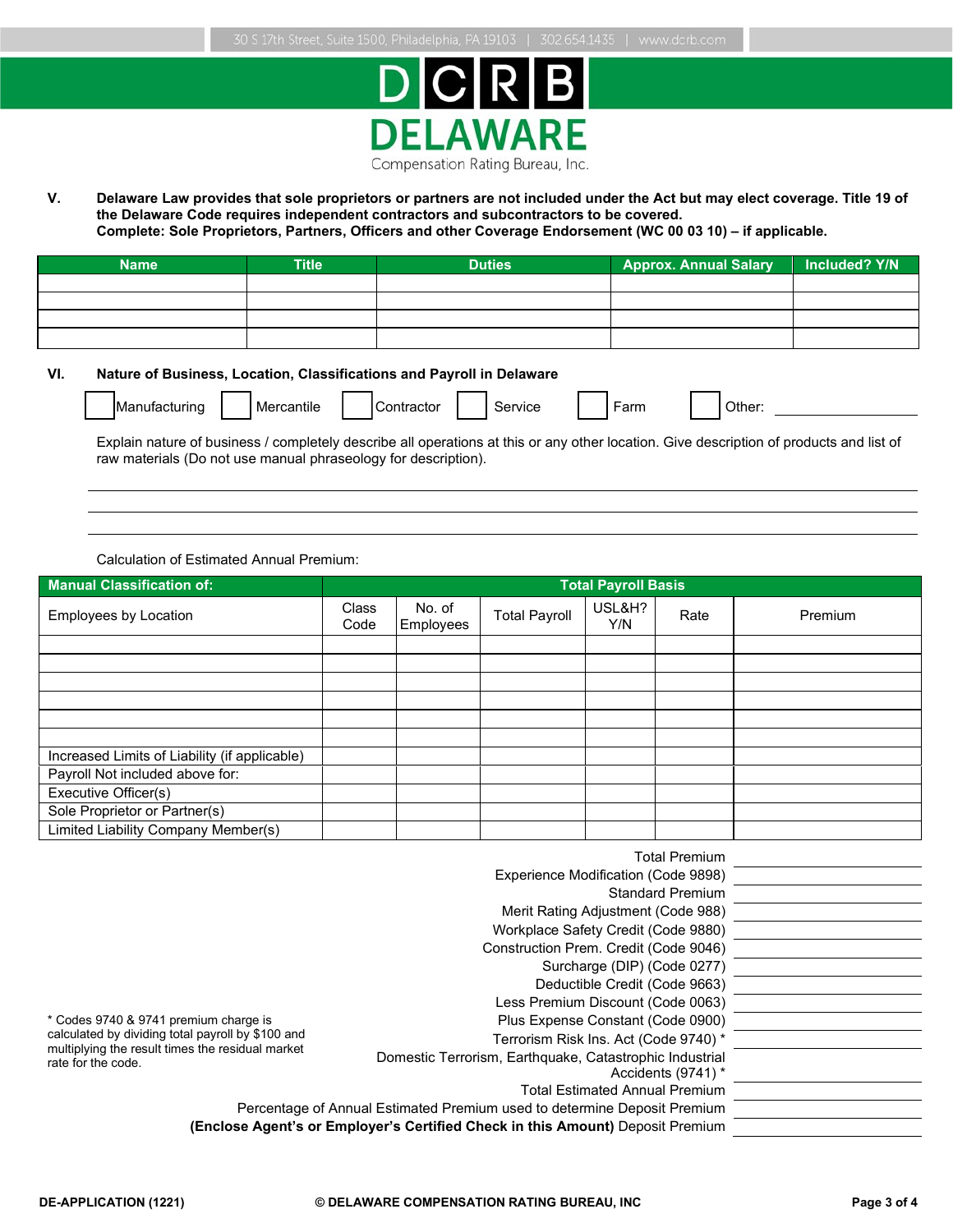30 S 17th Street, Suite 1500, Philadelphia, PA 19103 | 302.654.1435 | www.dcrb.com

# DCRB DELAWARE

Compensation Rating Bureau, Inc.

**V. Delaware Law provides that sole proprietors or partners are not included under the Act but may elect coverage. Title 19 of the Delaware Code requires independent contractors and subcontractors to be covered.**
**Complete: Sole Proprietors, Partners, Officers and other Coverage Endorsement (WC 00 03 10) – if applicable.**

| Name | Title | Duties | Approx. Annual Salary | Included? Y/N |
|---|---|---|---|---|
| | | | | |
| | | | | |
| | | | | |
| | | | | |

**VI. Nature of Business, Location, Classifications and Payroll in Delaware**

☐ Manufacturing ☐ Mercantile ☐ Contractor ☐ Service ☐ Farm ☐ Other: ________________

Explain nature of business / completely describe all operations at this or any other location. Give description of products and list of raw materials (Do not use manual phraseology for description).

______________________________________________________________________

______________________________________________________________________

______________________________________________________________________

Calculation of Estimated Annual Premium:

| Manual Classification of: | Total Payroll Basis | | | | | |
|---|---|---|---|---|---|---|
| Employees by Location | Class Code | No. of Employees | Total Payroll | USL&H? Y/N | Rate | Premium |
| | | | | | | |
| | | | | | | |
| | | | | | | |
| | | | | | | |
| | | | | | | |
| | | | | | | |
| Increased Limits of Liability (if applicable) | | | | | | |
| Payroll Not included above for: | | | | | | |
| Executive Officer(s) | | | | | | |
| Sole Proprietor or Partner(s) | | | | | | |
| Limited Liability Company Member(s) | | | | | | |

| | |
|---|---|
| Total Premium | |
| Experience Modification (Code 9898) | |
| Standard Premium | |
| Merit Rating Adjustment (Code 988) | |
| Workplace Safety Credit (Code 9880) | |
| Construction Prem. Credit (Code 9046) | |
| Surcharge (DIP) (Code 0277) | |
| Deductible Credit (Code 9663) | |
| Less Premium Discount (Code 0063) | |
| Plus Expense Constant (Code 0900) | |
| Terrorism Risk Ins. Act (Code 9740) * | |
| Domestic Terrorism, Earthquake, Catastrophic Industrial Accidents (9741) * | |
| Total Estimated Annual Premium | |
| Percentage of Annual Estimated Premium used to determine Deposit Premium | |
| **(Enclose Agent's or Employer's Certified Check in this Amount)** Deposit Premium | |

* Codes 9740 & 9741 premium charge is calculated by dividing total payroll by $100 and multiplying the result times the residual market rate for the code.

DE-APPLICATION (1221) © DELAWARE COMPENSATION RATING BUREAU, INC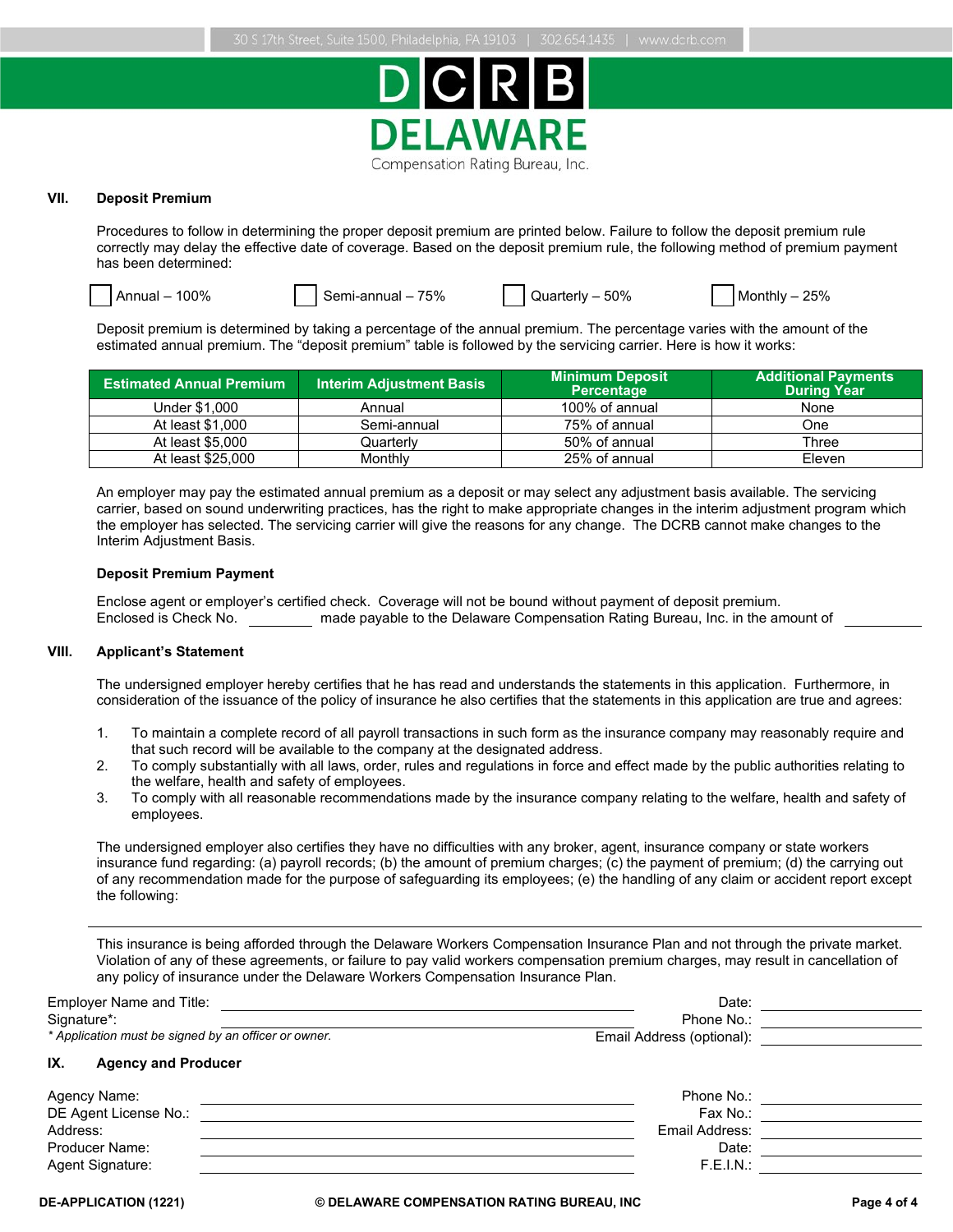## VII. Deposit Premium

Procedures to follow in determining the proper deposit premium are printed below. Failure to follow the deposit premium rule correctly may delay the effective date of coverage. Based on the deposit premium rule, the following method of premium payment has been determined:

☐ Annual – 100% ☐ Semi-annual – 75% ☐ Quarterly – 50% ☐ Monthly – 25%

Deposit premium is determined by taking a percentage of the annual premium. The percentage varies with the amount of the estimated annual premium. The "deposit premium" table is followed by the servicing carrier. Here is how it works:

| Estimated Annual Premium | Interim Adjustment Basis | Minimum Deposit Percentage | Additional Payments During Year |
|---|---|---|---|
| Under $1,000 | Annual | 100% of annual | None |
| At least $1,000 | Semi-annual | 75% of annual | One |
| At least $5,000 | Quarterly | 50% of annual | Three |
| At least $25,000 | Monthly | 25% of annual | Eleven |

An employer may pay the estimated annual premium as a deposit or may select any adjustment basis available. The servicing carrier, based on sound underwriting practices, has the right to make appropriate changes in the interim adjustment program which the employer has selected. The servicing carrier will give the reasons for any change. The DCRB cannot make changes to the Interim Adjustment Basis.

### Deposit Premium Payment

Enclose agent or employer's certified check. Coverage will not be bound without payment of deposit premium.
Enclosed is Check No. __________ made payable to the Delaware Compensation Rating Bureau, Inc. in the amount of __________

## VIII. Applicant's Statement

The undersigned employer hereby certifies that he has read and understands the statements in this application. Furthermore, in consideration of the issuance of the policy of insurance he also certifies that the statements in this application are true and agrees:

1. To maintain a complete record of all payroll transactions in such form as the insurance company may reasonably require and that such record will be available to the company at the designated address.
2. To comply substantially with all laws, order, rules and regulations in force and effect made by the public authorities relating to the welfare, health and safety of employees.
3. To comply with all reasonable recommendations made by the insurance company relating to the welfare, health and safety of employees.

The undersigned employer also certifies they have no difficulties with any broker, agent, insurance company or state workers insurance fund regarding: (a) payroll records; (b) the amount of premium charges; (c) the payment of premium; (d) the carrying out of any recommendation made for the purpose of safeguarding its employees; (e) the handling of any claim or accident report except the following:

______________________________________________________________________________

This insurance is being afforded through the Delaware Workers Compensation Insurance Plan and not through the private market. Violation of any of these agreements, or failure to pay valid workers compensation premium charges, may result in cancellation of any policy of insurance under the Delaware Workers Compensation Insurance Plan.

Employer Name and Title: ______________________________ Date: ______________
Signature*: ______________________________ Phone No.: ______________
*\* Application must be signed by an officer or owner.* Email Address (optional): ______________

## IX. Agency and Producer

Agency Name: ______________________________ Phone No.: ______________
DE Agent License No.: ______________________________ Fax No.: ______________
Address: ______________________________ Email Address: ______________
Producer Name: ______________________________ Date: ______________
Agent Signature: ______________________________ F.E.I.N.: ______________